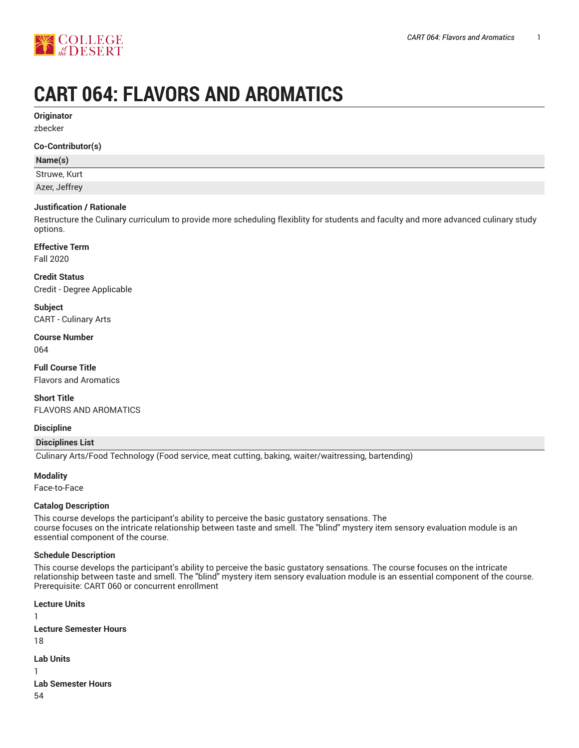# CART 064: FLAVORS AND AROMATICS

**Originator**

zbecker

**Co-Contributor(s)**

| Name(s) |
| --- |
| Struwe, Kurt |
| Azer, Jeffrey |

**Justification / Rationale**

Restructure the Culinary curriculum to provide more scheduling flexiblity for students and faculty and more advanced culinary study options.

**Effective Term**

Fall 2020

**Credit Status**

Credit - Degree Applicable

**Subject**

CART - Culinary Arts

**Course Number**

064

**Full Course Title**

Flavors and Aromatics

**Short Title**

FLAVORS AND AROMATICS

**Discipline**

| Disciplines List |
| --- |
| Culinary Arts/Food Technology (Food service, meat cutting, baking, waiter/waitressing, bartending) |

**Modality**

Face-to-Face

**Catalog Description**

This course develops the participant's ability to perceive the basic gustatory sensations. The course focuses on the intricate relationship between taste and smell. The "blind" mystery item sensory evaluation module is an essential component of the course.

**Schedule Description**

This course develops the participant's ability to perceive the basic gustatory sensations. The course focuses on the intricate relationship between taste and smell. The "blind" mystery item sensory evaluation module is an essential component of the course. Prerequisite: CART 060 or concurrent enrollment

**Lecture Units**

1

**Lecture Semester Hours**

18

**Lab Units**

1

**Lab Semester Hours**

54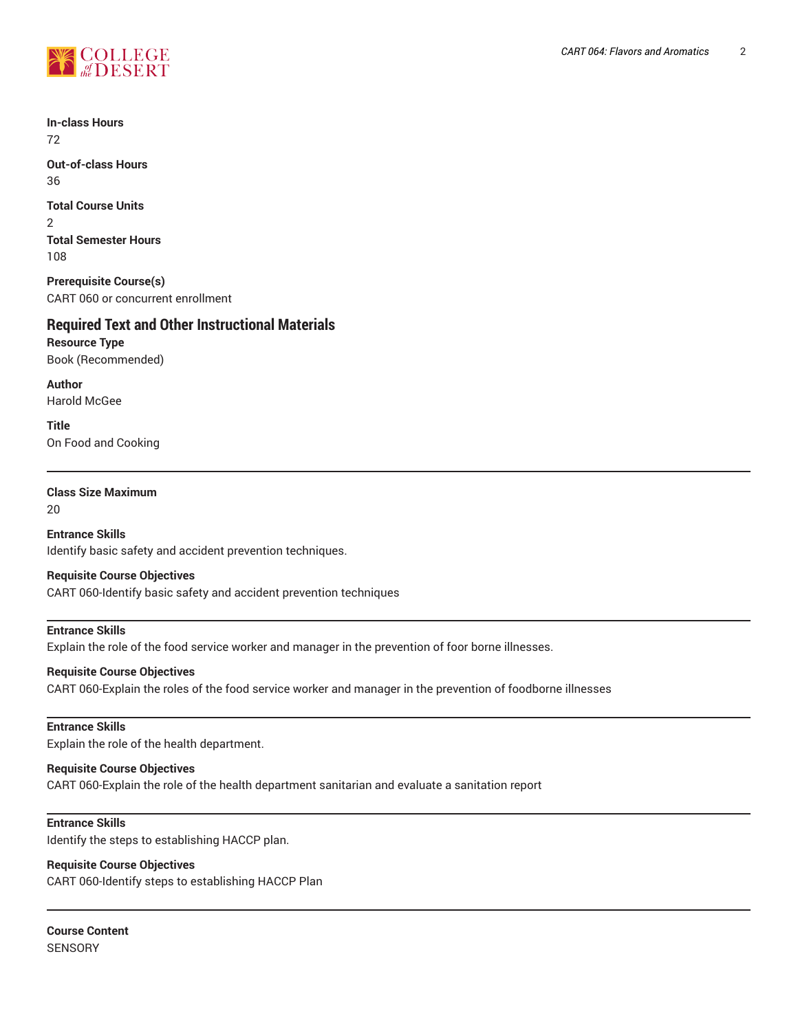**In-class Hours**
72

**Out-of-class Hours**
36

**Total Course Units**
2

**Total Semester Hours**
108

**Prerequisite Course(s)**
CART 060 or concurrent enrollment

## Required Text and Other Instructional Materials

**Resource Type**
Book (Recommended)

**Author**
Harold McGee

**Title**
On Food and Cooking

---

**Class Size Maximum**
20

**Entrance Skills**
Identify basic safety and accident prevention techniques.

**Requisite Course Objectives**
CART 060-Identify basic safety and accident prevention techniques

---

**Entrance Skills**
Explain the role of the food service worker and manager in the prevention of foor borne illnesses.

**Requisite Course Objectives**
CART 060-Explain the roles of the food service worker and manager in the prevention of foodborne illnesses

---

**Entrance Skills**
Explain the role of the health department.

**Requisite Course Objectives**
CART 060-Explain the role of the health department sanitarian and evaluate a sanitation report

---

**Entrance Skills**
Identify the steps to establishing HACCP plan.

**Requisite Course Objectives**
CART 060-Identify steps to establishing HACCP Plan

---

**Course Content**
SENSORY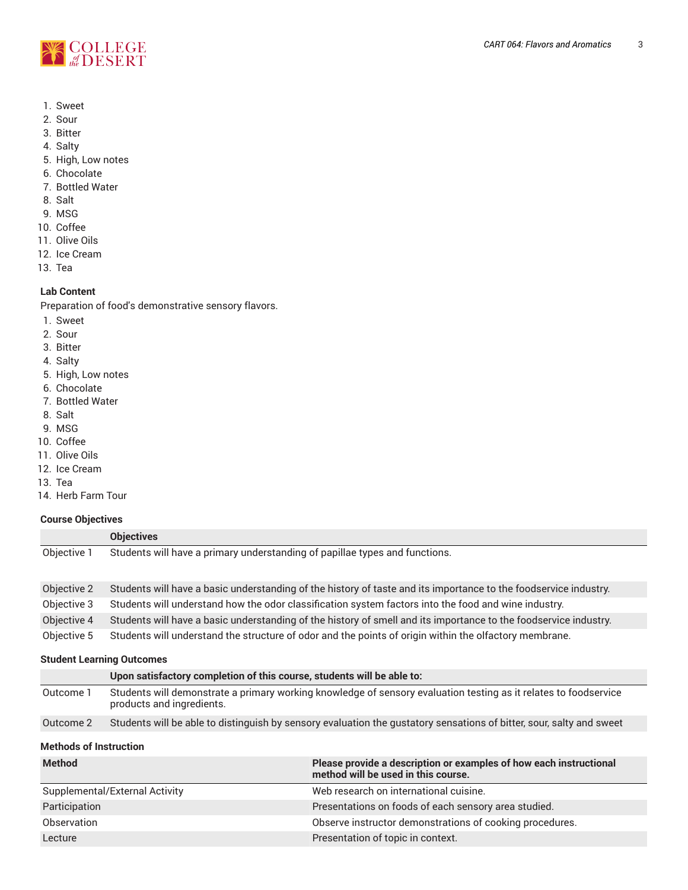1. Sweet
2. Sour
3. Bitter
4. Salty
5. High, Low notes
6. Chocolate
7. Bottled Water
8. Salt
9. MSG
10. Coffee
11. Olive Oils
12. Ice Cream
13. Tea

#### Lab Content

Preparation of food's demonstrative sensory flavors.

1. Sweet
2. Sour
3. Bitter
4. Salty
5. High, Low notes
6. Chocolate
7. Bottled Water
8. Salt
9. MSG
10. Coffee
11. Olive Oils
12. Ice Cream
13. Tea
14. Herb Farm Tour

#### Course Objectives

| | Objectives |
|---|---|
| Objective 1 | Students will have a primary understanding of papillae types and functions. |
| Objective 2 | Students will have a basic understanding of the history of taste and its importance to the foodservice industry. |
| Objective 3 | Students will understand how the odor classification system factors into the food and wine industry. |
| Objective 4 | Students will have a basic understanding of the history of smell and its importance to the foodservice industry. |
| Objective 5 | Students will understand the structure of odor and the points of origin within the olfactory membrane. |

#### Student Learning Outcomes

| | Upon satisfactory completion of this course, students will be able to: |
|---|---|
| Outcome 1 | Students will demonstrate a primary working knowledge of sensory evaluation testing as it relates to foodservice products and ingredients. |
| Outcome 2 | Students will be able to distinguish by sensory evaluation the gustatory sensations of bitter, sour, salty and sweet |

#### Methods of Instruction

| Method | Please provide a description or examples of how each instructional method will be used in this course. |
|---|---|
| Supplemental/External Activity | Web research on international cuisine. |
| Participation | Presentations on foods of each sensory area studied. |
| Observation | Observe instructor demonstrations of cooking procedures. |
| Lecture | Presentation of topic in context. |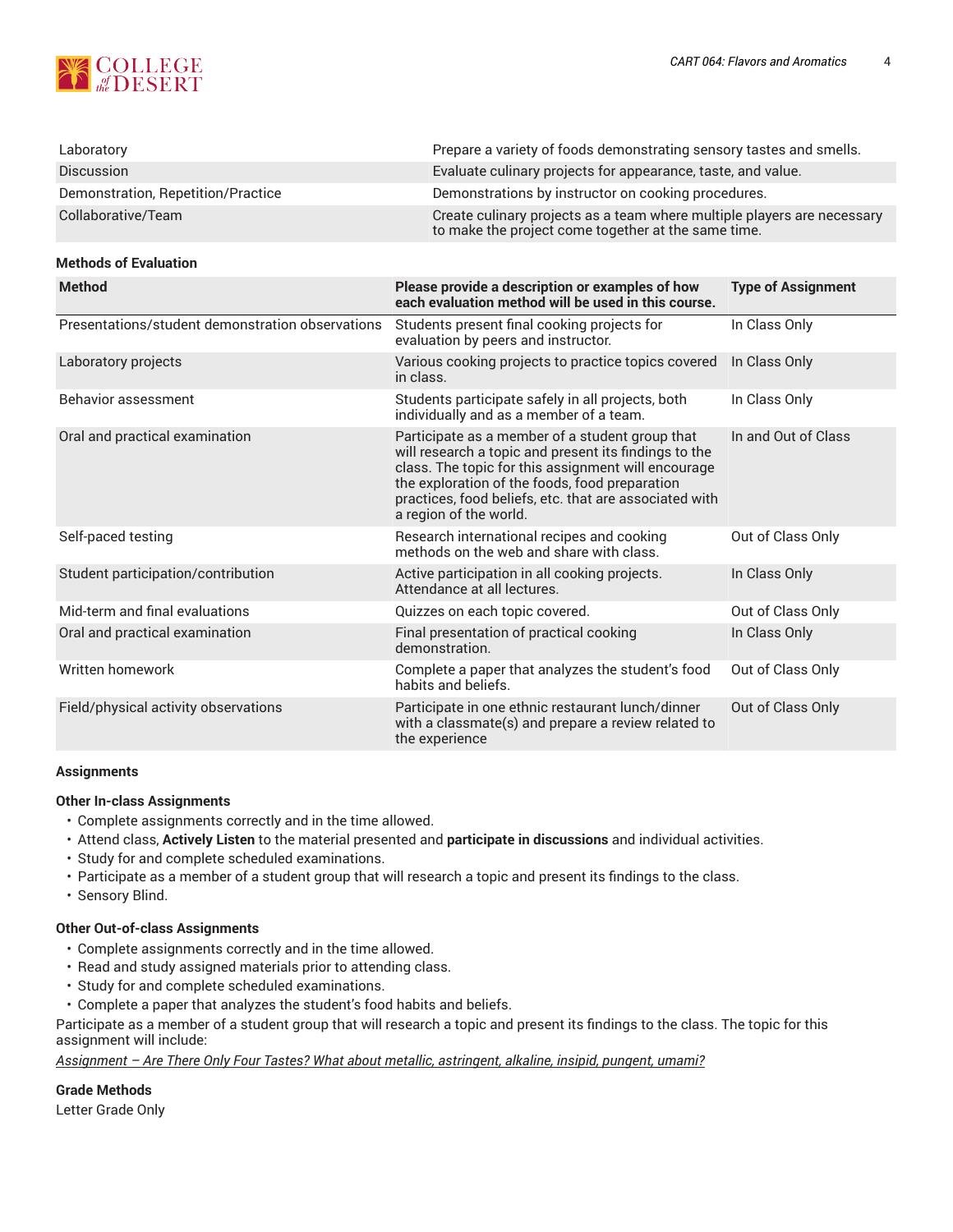| | |
|---|---|
| Laboratory | Prepare a variety of foods demonstrating sensory tastes and smells. |
| Discussion | Evaluate culinary projects for appearance, taste, and value. |
| Demonstration, Repetition/Practice | Demonstrations by instructor on cooking procedures. |
| Collaborative/Team | Create culinary projects as a team where multiple players are necessary to make the project come together at the same time. |

### Methods of Evaluation

| Method | Please provide a description or examples of how each evaluation method will be used in this course. | Type of Assignment |
|---|---|---|
| Presentations/student demonstration observations | Students present final cooking projects for evaluation by peers and instructor. | In Class Only |
| Laboratory projects | Various cooking projects to practice topics covered in class. | In Class Only |
| Behavior assessment | Students participate safely in all projects, both individually and as a member of a team. | In Class Only |
| Oral and practical examination | Participate as a member of a student group that will research a topic and present its findings to the class. The topic for this assignment will encourage the exploration of the foods, food preparation practices, food beliefs, etc. that are associated with a region of the world. | In and Out of Class |
| Self-paced testing | Research international recipes and cooking methods on the web and share with class. | Out of Class Only |
| Student participation/contribution | Active participation in all cooking projects. Attendance at all lectures. | In Class Only |
| Mid-term and final evaluations | Quizzes on each topic covered. | Out of Class Only |
| Oral and practical examination | Final presentation of practical cooking demonstration. | In Class Only |
| Written homework | Complete a paper that analyzes the student's food habits and beliefs. | Out of Class Only |
| Field/physical activity observations | Participate in one ethnic restaurant lunch/dinner with a classmate(s) and prepare a review related to the experience | Out of Class Only |

### Assignments

#### Other In-class Assignments

- Complete assignments correctly and in the time allowed.
- Attend class, **Actively Listen** to the material presented and **participate in discussions** and individual activities.
- Study for and complete scheduled examinations.
- Participate as a member of a student group that will research a topic and present its findings to the class.
- Sensory Blind.

#### Other Out-of-class Assignments

- Complete assignments correctly and in the time allowed.
- Read and study assigned materials prior to attending class.
- Study for and complete scheduled examinations.
- Complete a paper that analyzes the student's food habits and beliefs.

Participate as a member of a student group that will research a topic and present its findings to the class. The topic for this assignment will include:

*Assignment – Are There Only Four Tastes? What about metallic, astringent, alkaline, insipid, pungent, umami?*

### Grade Methods

Letter Grade Only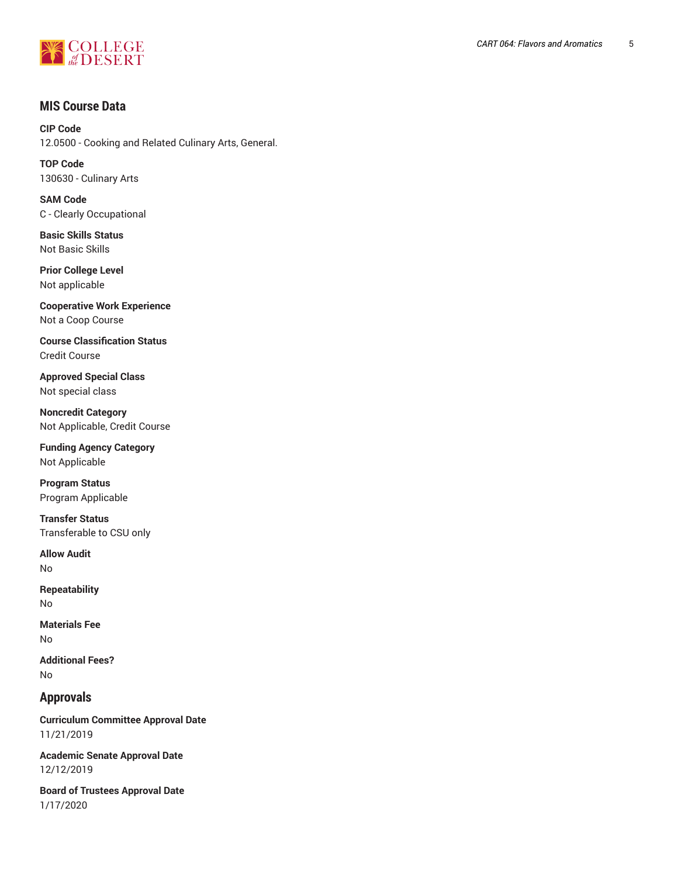## MIS Course Data

**CIP Code**
12.0500 - Cooking and Related Culinary Arts, General.

**TOP Code**
130630 - Culinary Arts

**SAM Code**
C - Clearly Occupational

**Basic Skills Status**
Not Basic Skills

**Prior College Level**
Not applicable

**Cooperative Work Experience**
Not a Coop Course

**Course Classification Status**
Credit Course

**Approved Special Class**
Not special class

**Noncredit Category**
Not Applicable, Credit Course

**Funding Agency Category**
Not Applicable

**Program Status**
Program Applicable

**Transfer Status**
Transferable to CSU only

**Allow Audit**
No

**Repeatability**
No

**Materials Fee**
No

**Additional Fees?**
No

## Approvals

**Curriculum Committee Approval Date**
11/21/2019

**Academic Senate Approval Date**
12/12/2019

**Board of Trustees Approval Date**
1/17/2020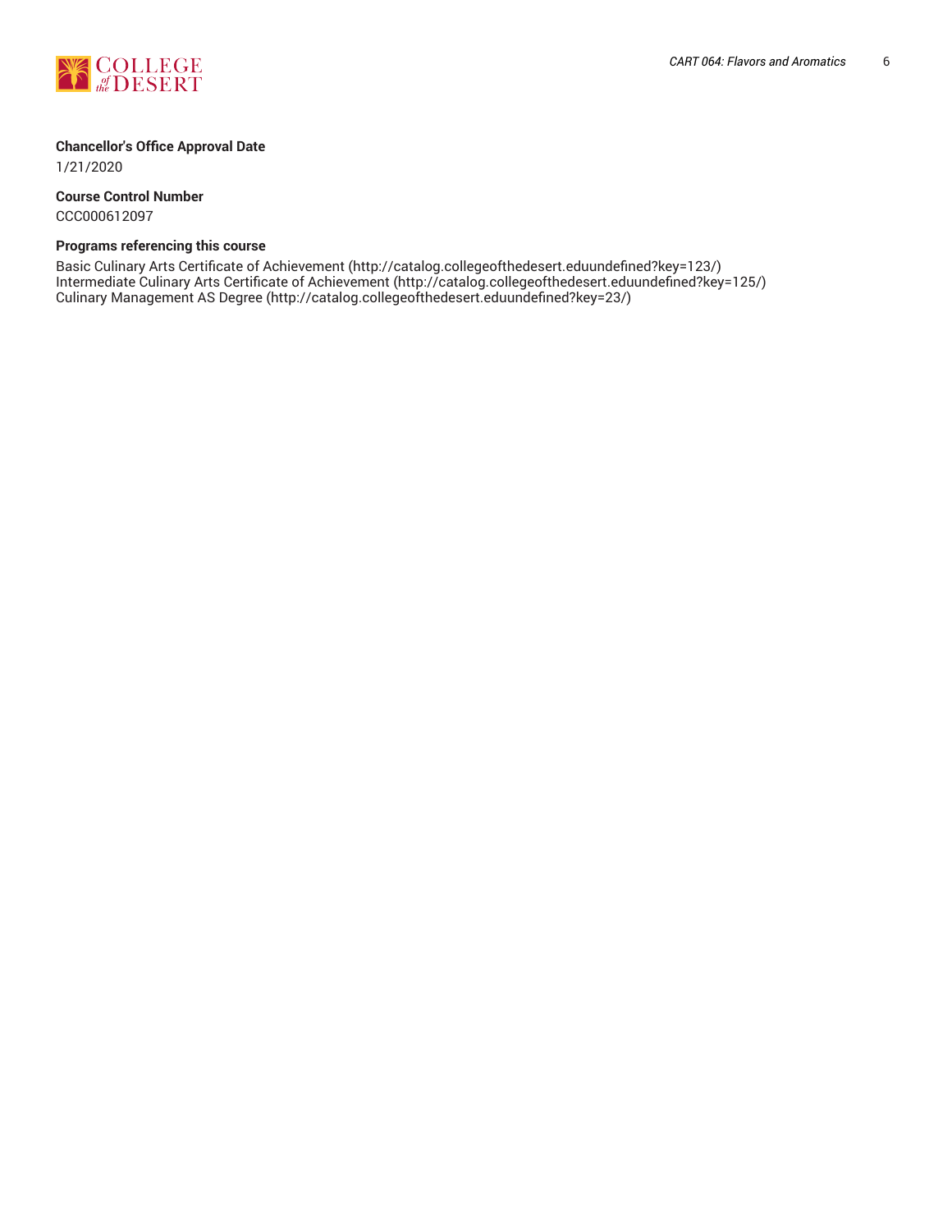**Chancellor's Office Approval Date**

1/21/2020

**Course Control Number**

CCC000612097

**Programs referencing this course**

Basic Culinary Arts Certificate of Achievement (http://catalog.collegeofthedesert.eduundefined?key=123/)
Intermediate Culinary Arts Certificate of Achievement (http://catalog.collegeofthedesert.eduundefined?key=125/)
Culinary Management AS Degree (http://catalog.collegeofthedesert.eduundefined?key=23/)